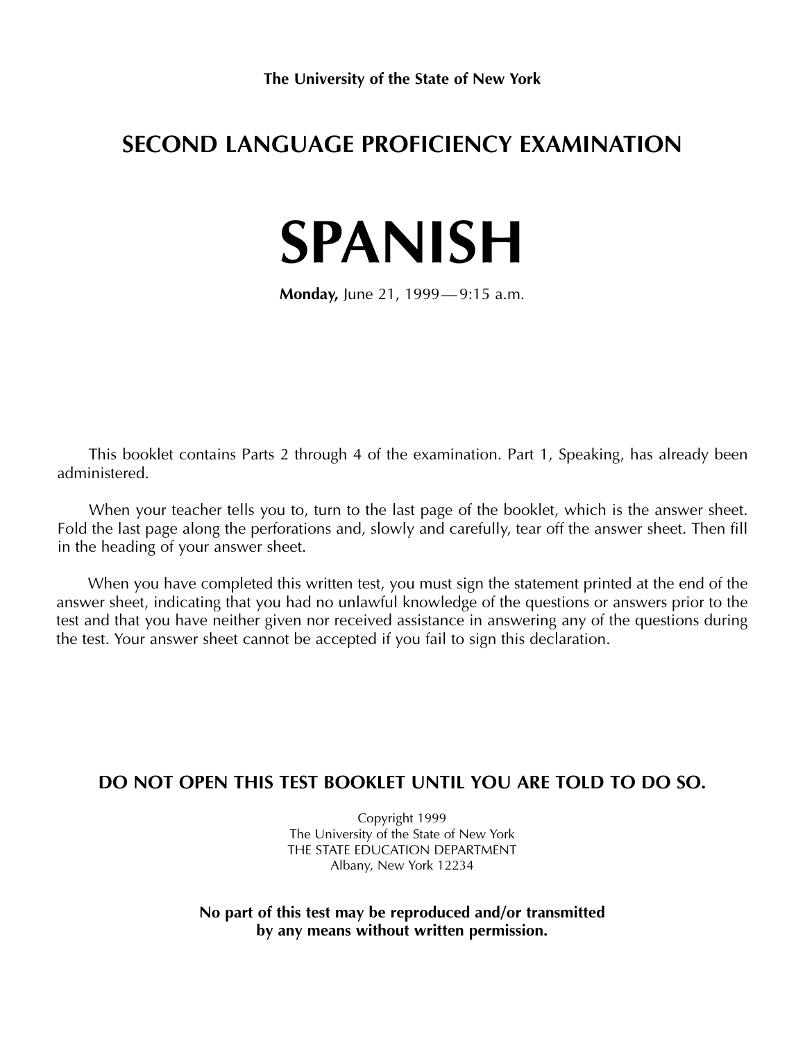**The University of the State of New York**

## SECOND LANGUAGE PROFICIENCY EXAMINATION

# SPANISH

**Monday,** June 21, 1999 — 9:15 a.m.

This booklet contains Parts 2 through 4 of the examination. Part 1, Speaking, has already been administered.

When your teacher tells you to, turn to the last page of the booklet, which is the answer sheet. Fold the last page along the perforations and, slowly and carefully, tear off the answer sheet. Then fill in the heading of your answer sheet.

When you have completed this written test, you must sign the statement printed at the end of the answer sheet, indicating that you had no unlawful knowledge of the questions or answers prior to the test and that you have neither given nor received assistance in answering any of the questions during the test. Your answer sheet cannot be accepted if you fail to sign this declaration.

**DO NOT OPEN THIS TEST BOOKLET UNTIL YOU ARE TOLD TO DO SO.**

Copyright 1999
The University of the State of New York
THE STATE EDUCATION DEPARTMENT
Albany, New York 12234

**No part of this test may be reproduced and/or transmitted by any means without written permission.**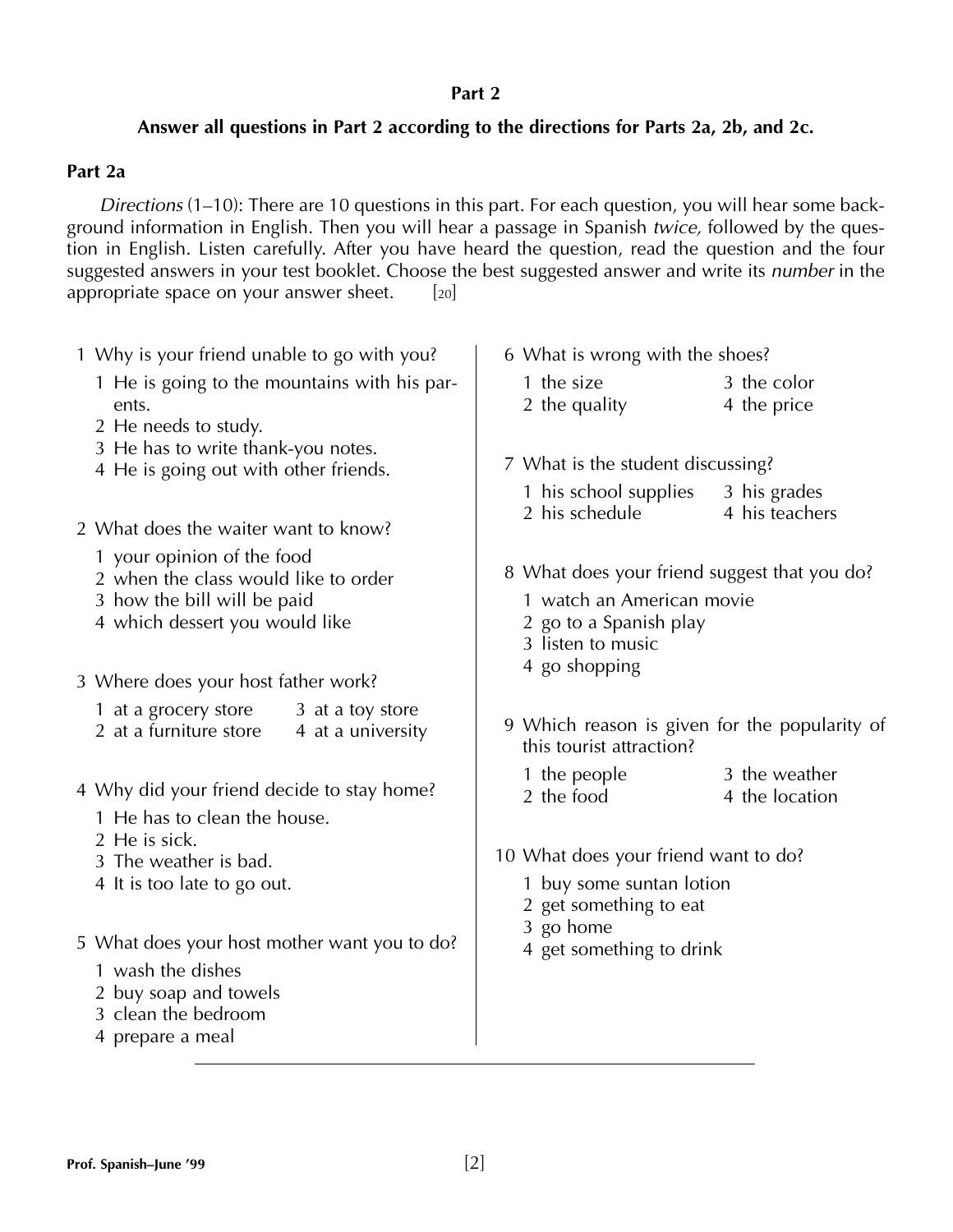## Part 2

**Answer all questions in Part 2 according to the directions for Parts 2a, 2b, and 2c.**

### Part 2a

*Directions* (1–10): There are 10 questions in this part. For each question, you will hear some background information in English. Then you will hear a passage in Spanish *twice,* followed by the question in English. Listen carefully. After you have heard the question, read the question and the four suggested answers in your test booklet. Choose the best suggested answer and write its *number* in the appropriate space on your answer sheet. [20]

1 Why is your friend unable to go with you?

1 He is going to the mountains with his parents.
2 He needs to study.
3 He has to write thank-you notes.
4 He is going out with other friends.

2 What does the waiter want to know?

1 your opinion of the food
2 when the class would like to order
3 how the bill will be paid
4 which dessert you would like

3 Where does your host father work?

1 at a grocery store
2 at a furniture store
3 at a toy store
4 at a university

4 Why did your friend decide to stay home?

1 He has to clean the house.
2 He is sick.
3 The weather is bad.
4 It is too late to go out.

5 What does your host mother want you to do?

1 wash the dishes
2 buy soap and towels
3 clean the bedroom
4 prepare a meal

6 What is wrong with the shoes?

1 the size
2 the quality
3 the color
4 the price

7 What is the student discussing?

1 his school supplies
2 his schedule
3 his grades
4 his teachers

8 What does your friend suggest that you do?

1 watch an American movie
2 go to a Spanish play
3 listen to music
4 go shopping

9 Which reason is given for the popularity of this tourist attraction?

1 the people
2 the food
3 the weather
4 the location

10 What does your friend want to do?

1 buy some suntan lotion
2 get something to eat
3 go home
4 get something to drink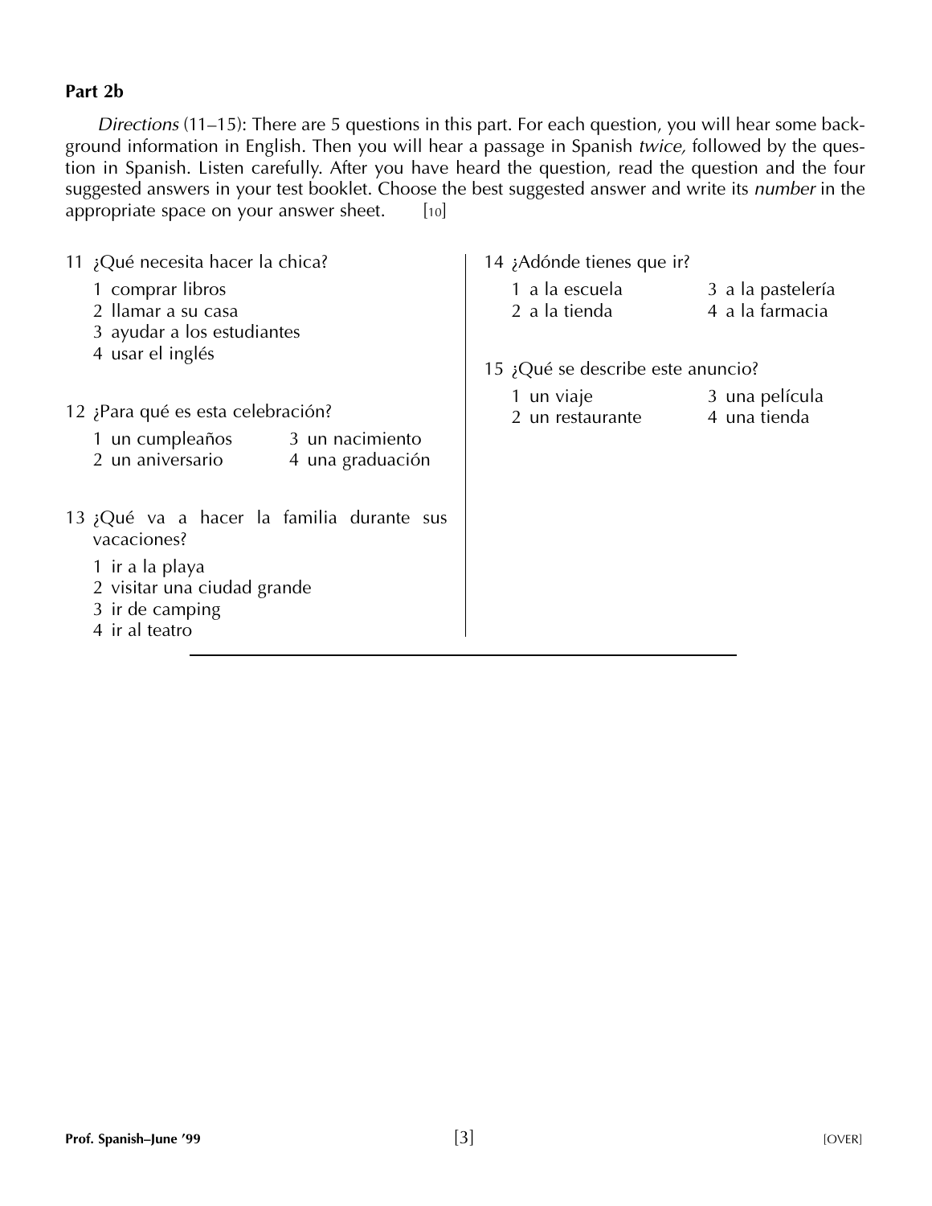**Part 2b**

*Directions* (11–15): There are 5 questions in this part. For each question, you will hear some background information in English. Then you will hear a passage in Spanish *twice,* followed by the question in Spanish. Listen carefully. After you have heard the question, read the question and the four suggested answers in your test booklet. Choose the best suggested answer and write its *number* in the appropriate space on your answer sheet. [10]

11 ¿Qué necesita hacer la chica?

1 comprar libros
2 llamar a su casa
3 ayudar a los estudiantes
4 usar el inglés

12 ¿Para qué es esta celebración?

1 un cumpleaños
2 un aniversario
3 un nacimiento
4 una graduación

13 ¿Qué va a hacer la familia durante sus vacaciones?

1 ir a la playa
2 visitar una ciudad grande
3 ir de camping
4 ir al teatro

14 ¿Adónde tienes que ir?

1 a la escuela
2 a la tienda
3 a la pastelería
4 a la farmacia

15 ¿Qué se describe este anuncio?

1 un viaje
2 un restaurante
3 una película
4 una tienda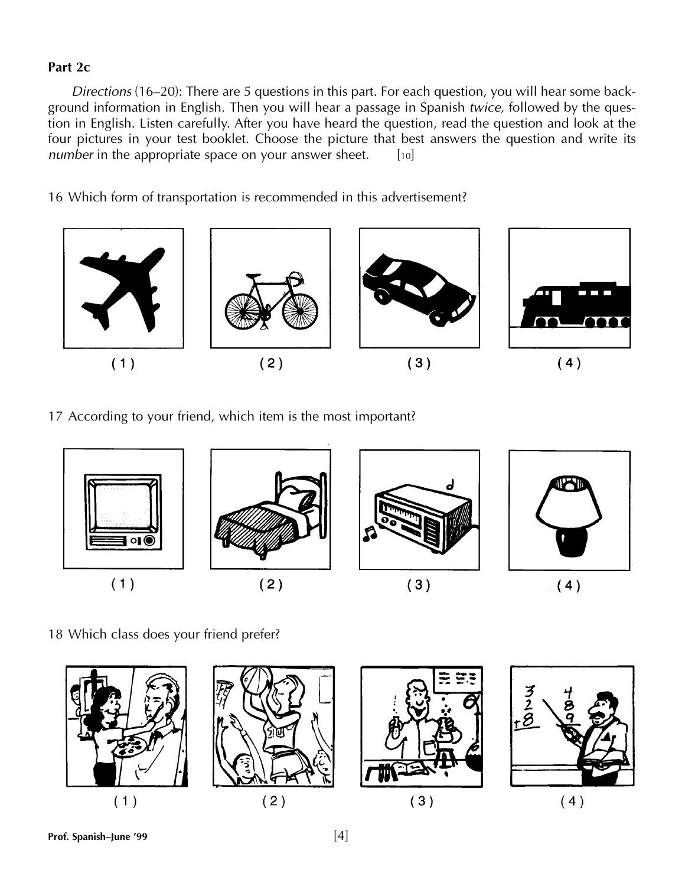**Part 2c**

*Directions* (16–20): There are 5 questions in this part. For each question, you will hear some background information in English. Then you will hear a passage in Spanish *twice,* followed by the question in English. Listen carefully. After you have heard the question, read the question and look at the four pictures in your test booklet. Choose the picture that best answers the question and write its *number* in the appropriate space on your answer sheet. [10]

16 Which form of transportation is recommended in this advertisement?

(1) (2) (3) (4)

17 According to your friend, which item is the most important?

(1) (2) (3) (4)

18 Which class does your friend prefer?

(1) (2) (3) (4)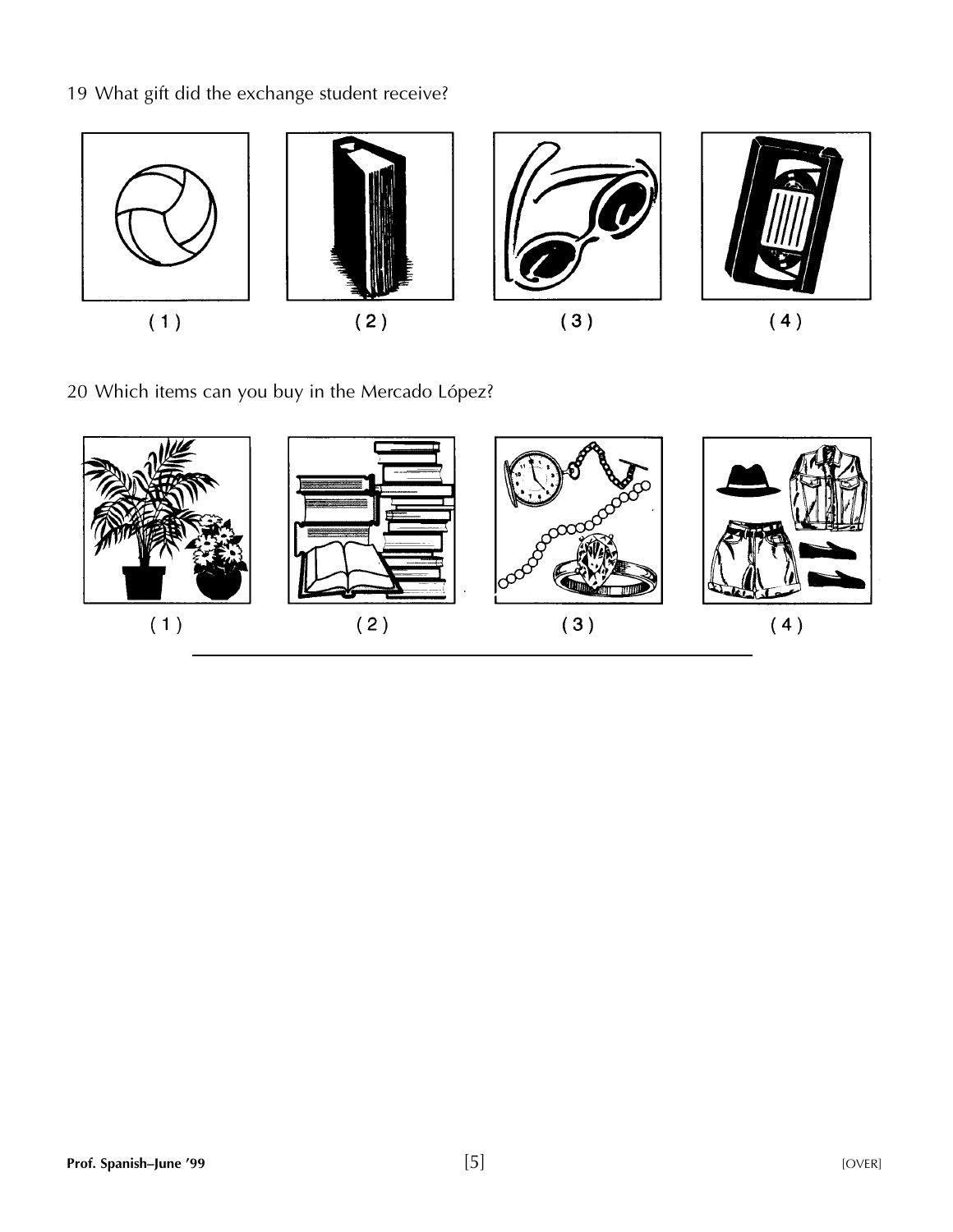19 What gift did the exchange student receive?

(1) (2) (3) (4)

20 Which items can you buy in the Mercado López?

(1) (2) (3) (4)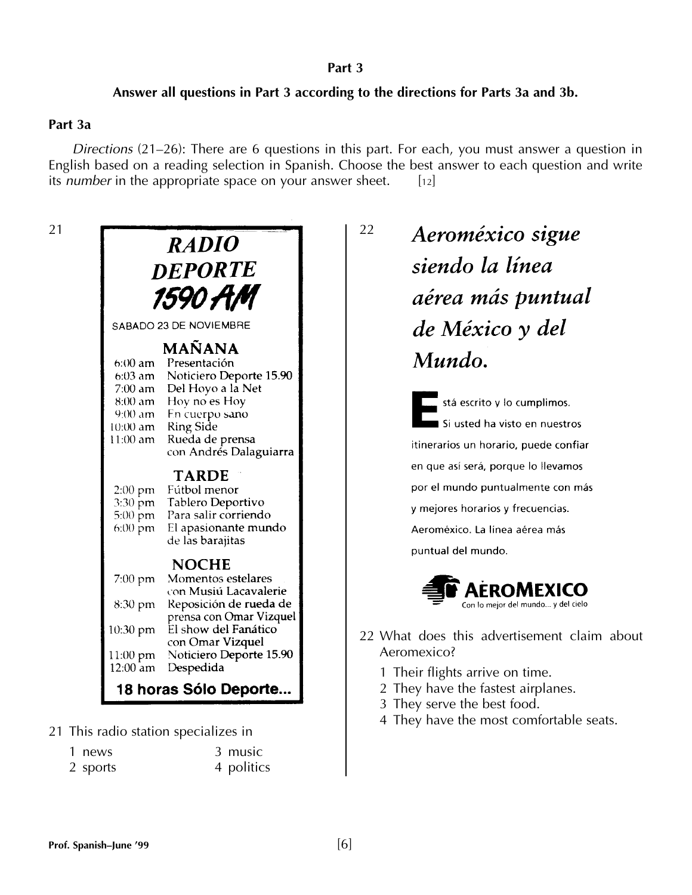## Part 3

**Answer all questions in Part 3 according to the directions for Parts 3a and 3b.**

### Part 3a

*Directions* (21–26): There are 6 questions in this part. For each, you must answer a question in English based on a reading selection in Spanish. Choose the best answer to each question and write its *number* in the appropriate space on your answer sheet. [12]

21

**RADIO DEPORTE 1590 AM**

SABADO 23 DE NOVIEMBRE

**MAÑANA**

| | |
|---|---|
| 6:00 am | Presentación |
| 6:03 am | Noticiero Deporte 15.90 |
| 7:00 am | Del Hoyo a la Net |
| 8:00 am | Hoy no es Hoy |
| 9:00 am | En cuerpo sano |
| 10:00 am | Ring Side |
| 11:00 am | Rueda de prensa con Andrés Dalaguiarra |

**TARDE**

| | |
|---|---|
| 2:00 pm | Fútbol menor |
| 3:30 pm | Tablero Deportivo |
| 5:00 pm | Para salir corriendo |
| 6:00 pm | El apasionante mundo de las barajitas |

**NOCHE**

| | |
|---|---|
| 7:00 pm | Momentos estelares con Musiú Lacavalerie |
| 8:30 pm | Reposición de rueda de prensa con Omar Vizquel |
| 10:30 pm | El show del Fanático con Omar Vizquel |
| 11:00 pm | Noticiero Deporte 15.90 |
| 12:00 am | Despedida |

**18 horas Sólo Deporte...**

21 This radio station specializes in

1 news
2 sports
3 music
4 politics

22

***Aeroméxico sigue siendo la línea aérea más puntual de México y del Mundo.***

Está escrito y lo cumplimos. Si usted ha visto en nuestros itinerarios un horario, puede confiar en que así será, porque lo llevamos por el mundo puntualmente con más y mejores horarios y frecuencias. Aeroméxico. La línea aérea más puntual del mundo.

**AEROMEXICO**
Con lo mejor del mundo... y del cielo

22 What does this advertisement claim about Aeromexico?

1 Their flights arrive on time.
2 They have the fastest airplanes.
3 They serve the best food.
4 They have the most comfortable seats.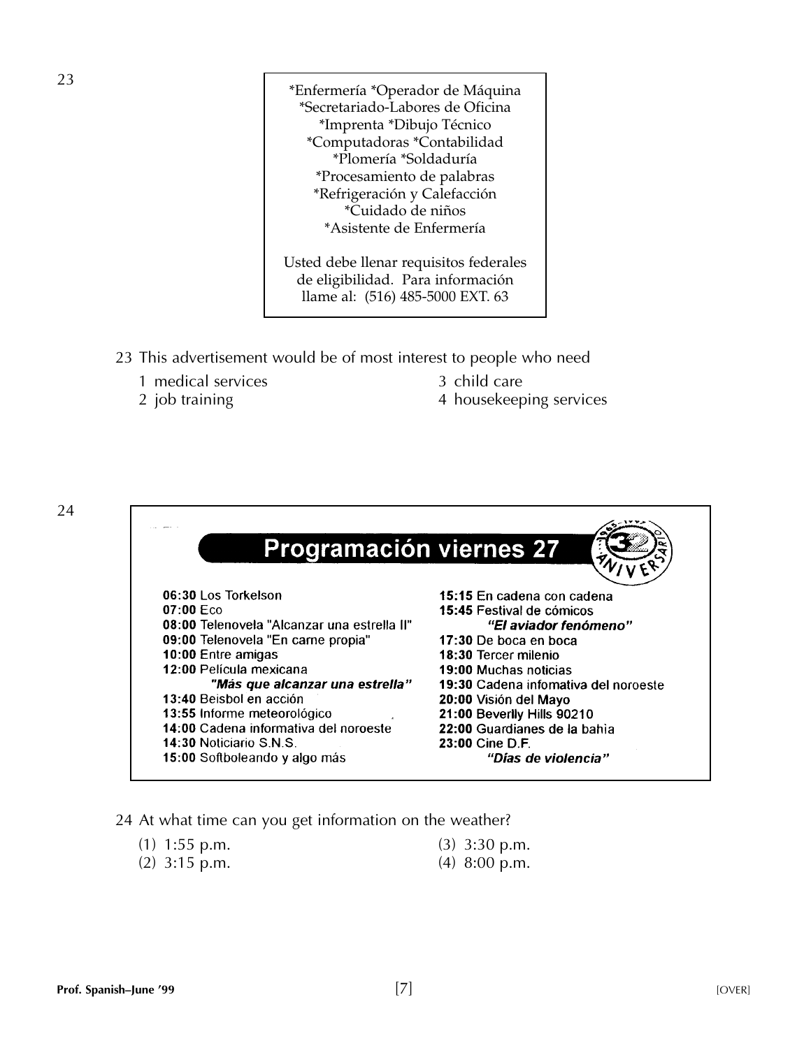23

*Enfermería *Operador de Máquina
*Secretariado-Labores de Oficina
*Imprenta *Dibujo Técnico
*Computadoras *Contabilidad
*Plomería *Soldaduría
*Procesamiento de palabras
*Refrigeración y Calefacción
*Cuidado de niños
*Asistente de Enfermería

Usted debe llenar requisitos federales de eligibilidad. Para información llame al: (516) 485-5000 EXT. 63

23 This advertisement would be of most interest to people who need

1 medical services
2 job training
3 child care
4 housekeeping services

24

**Programación viernes 27**

32 ANIVERSARIO 1965–1997

**06:30** Los Torkelson
**07:00** Eco
**08:00** Telenovela "Alcanzar una estrella II"
**09:00** Telenovela "En carne propia"
**10:00** Entre amigas
**12:00** Película mexicana
***"Más que alcanzar una estrella"***
**13:40** Beisbol en acción
**13:55** Informe meteorológico
**14:00** Cadena informativa del noroeste
**14:30** Noticiario S.N.S.
**15:00** Softboleando y algo más
**15:15** En cadena con cadena
**15:45** Festival de cómicos
***"El aviador fenómeno"***
**17:30** De boca en boca
**18:30** Tercer milenio
**19:00** Muchas noticias
**19:30** Cadena infomativa del noroeste
**20:00** Visión del Mayo
**21:00** Beverlly Hills 90210
**22:00** Guardianes de la bahìa
**23:00** Cine D.F.
***"Días de violencia"***

24 At what time can you get information on the weather?

(1) 1:55 p.m.
(2) 3:15 p.m.
(3) 3:30 p.m.
(4) 8:00 p.m.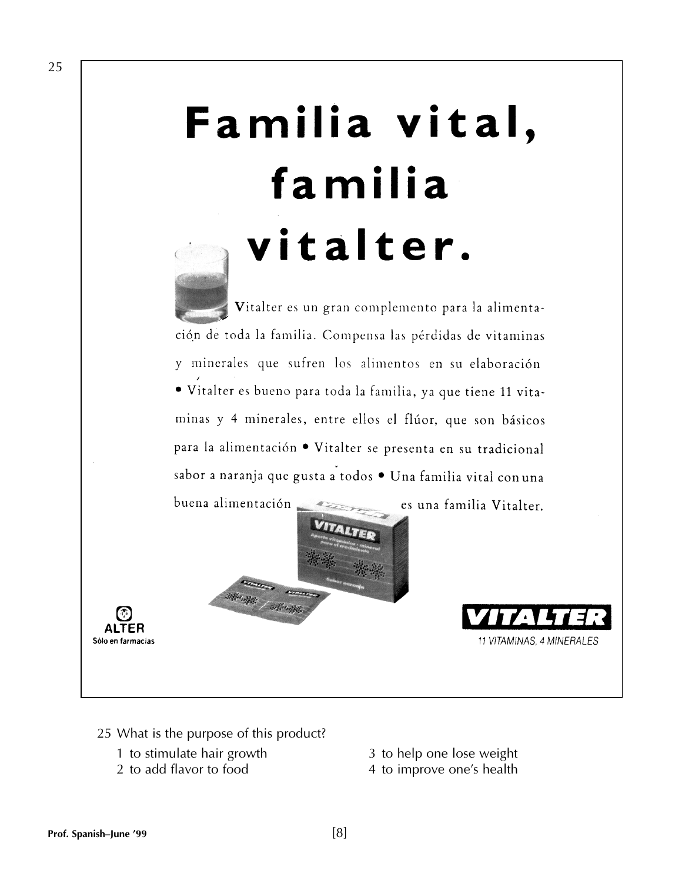25

# Familia vital, familia vitalter.

Vitalter es un gran complemento para la alimentación de toda la familia. Compensa las pérdidas de vitaminas y minerales que sufren los alimentos en su elaboración • Vitalter es bueno para toda la familia, ya que tiene 11 vitaminas y 4 minerales, entre ellos el flúor, que son básicos para la alimentación • Vitalter se presenta en su tradicional sabor a naranja que gusta a todos • Una familia vital con una buena alimentación es una familia Vitalter.

ALTER
Sólo en farmacias

**VITALTER**
*11 VITAMINAS, 4 MINERALES*

25 What is the purpose of this product?

1 to stimulate hair growth
2 to add flavor to food
3 to help one lose weight
4 to improve one's health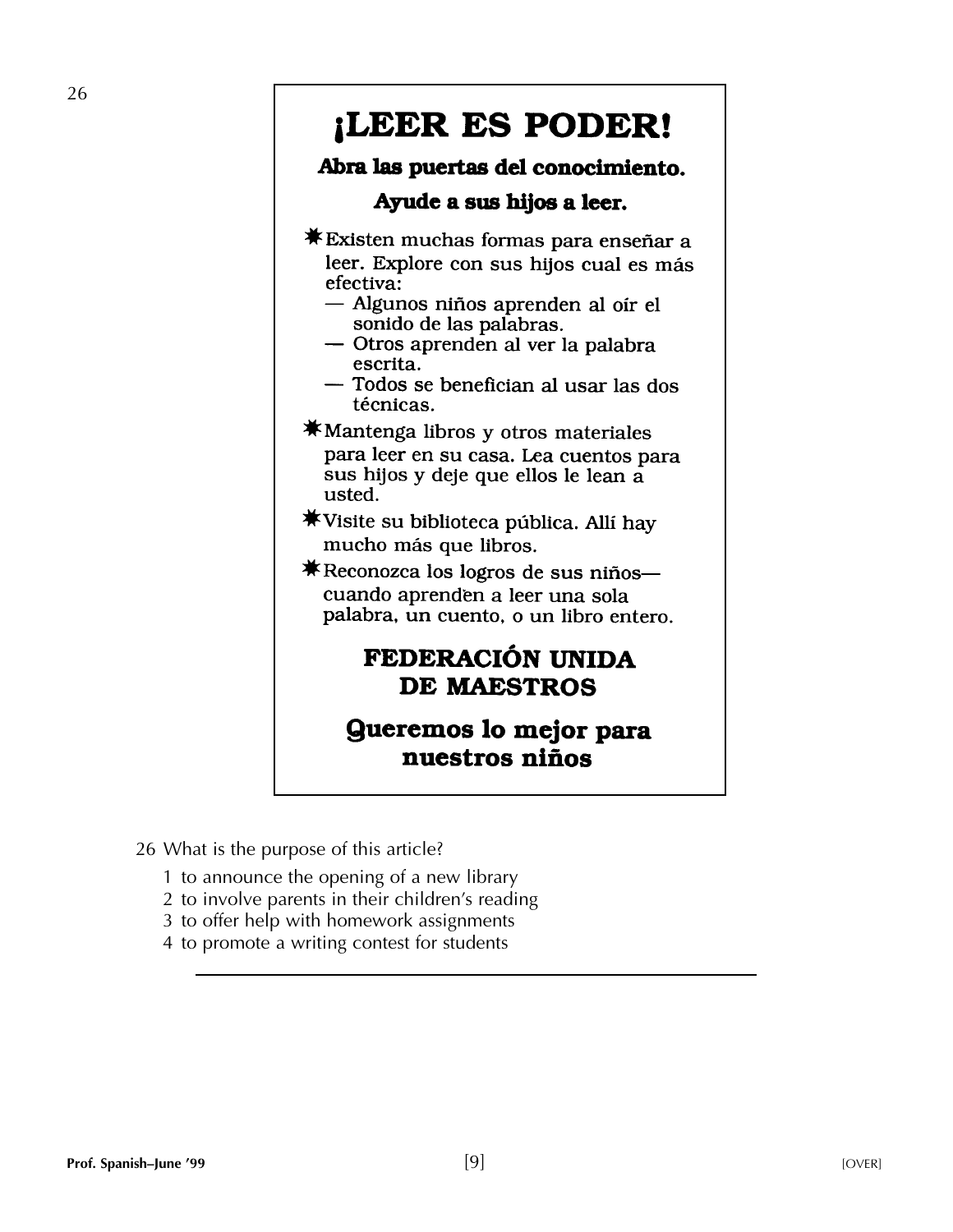# ¡LEER ES PODER!

**Abra las puertas del conocimiento.**

**Ayude a sus hijos a leer.**

- Existen muchas formas para enseñar a leer. Explore con sus hijos cual es más efectiva:
  - — Algunos niños aprenden al oír el sonido de las palabras.
  - — Otros aprenden al ver la palabra escrita.
  - — Todos se benefician al usar las dos técnicas.
- Mantenga libros y otros materiales para leer en su casa. Lea cuentos para sus hijos y deje que ellos le lean a usted.
- Visite su biblioteca pública. Allí hay mucho más que libros.
- Reconozca los logros de sus niños—cuando aprenden a leer una sola palabra, un cuento, o un libro entero.

**FEDERACIÓN UNIDA DE MAESTROS**

**Queremos lo mejor para nuestros niños**

26 What is the purpose of this article?

1 to announce the opening of a new library
2 to involve parents in their children's reading
3 to offer help with homework assignments
4 to promote a writing contest for students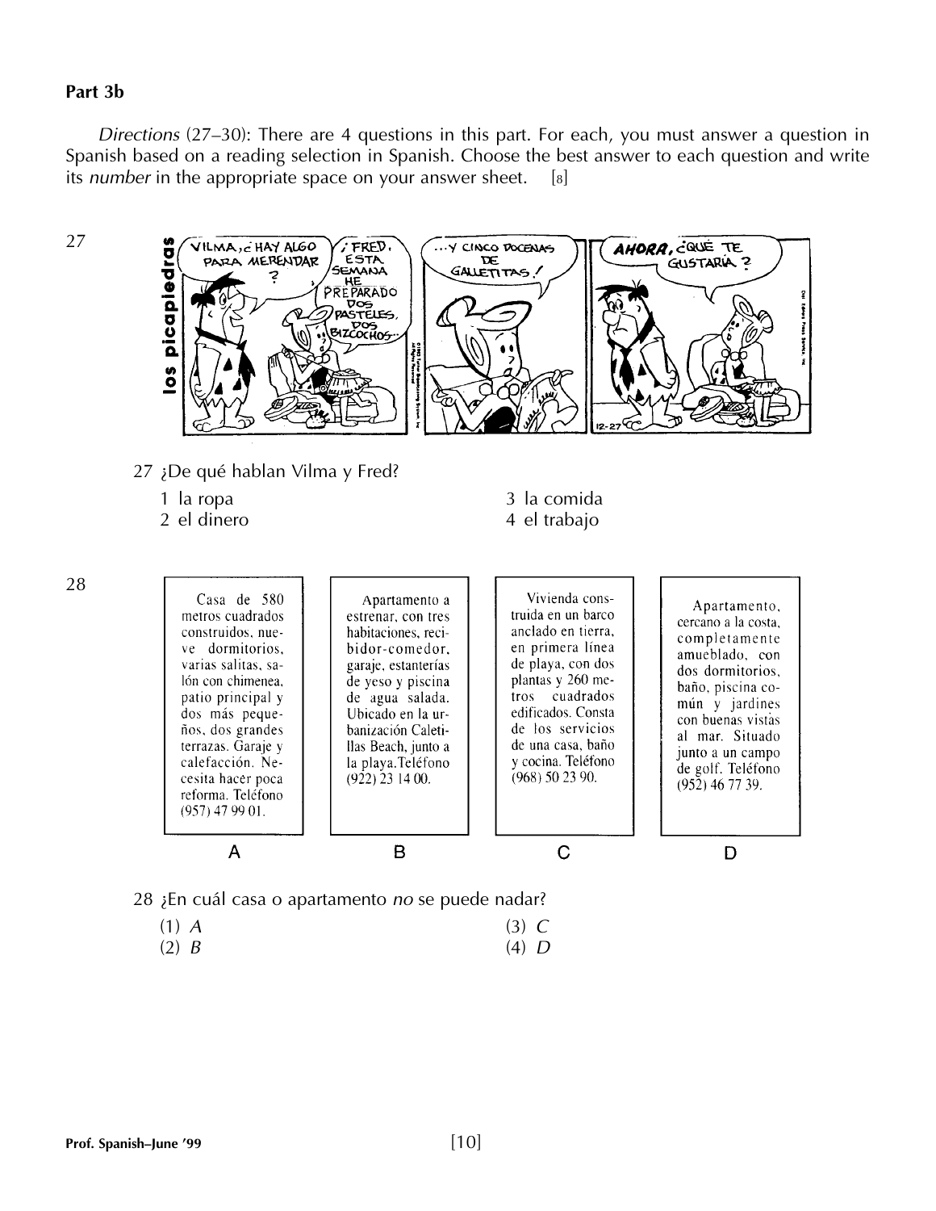## Part 3b

*Directions* (27–30): There are 4 questions in this part. For each, you must answer a question in Spanish based on a reading selection in Spanish. Choose the best answer to each question and write its *number* in the appropriate space on your answer sheet. [8]

27

**los picapiedras**

VILMA, ¿HAY ALGO PARA MERENDAR?

¡FRED, ESTA SEMANA HE PREPARADO DOS PASTELES, DOS BIZCOCHOS...

...Y CINCO DOCENAS DE GALLETITAS!

AHORA, ¿QUÉ TE GUSTARÍA?

27 ¿De qué hablan Vilma y Fred?

1 la ropa
2 el dinero
3 la comida
4 el trabajo

28

**A**

Casa de 580 metros cuadrados construidos, nueve dormitorios, varias salitas, salón con chimenea, patio principal y dos más pequeños, dos grandes terrazas. Garaje y calefacción. Necesita hacer poca reforma. Teléfono (957) 47 99 01.

**B**

Apartamento a estrenar, con tres habitaciones, recibidor-comedor, garaje, estanterías de yeso y piscina de agua salada. Ubicado en la urbanización Caletillas Beach, junto a la playa. Teléfono (922) 23 14 00.

**C**

Vivienda construida en un barco anclado en tierra, en primera línea de playa, con dos plantas y 260 metros cuadrados edificados. Consta de los servicios de una casa, baño y cocina. Teléfono (968) 50 23 90.

**D**

Apartamento, cercano a la costa, completamente amueblado, con dos dormitorios, baño, piscina común y jardines con buenas vistas al mar. Situado junto a un campo de golf. Teléfono (952) 46 77 39.

28 ¿En cuál casa o apartamento *no* se puede nadar?

(1) *A*
(2) *B*
(3) *C*
(4) *D*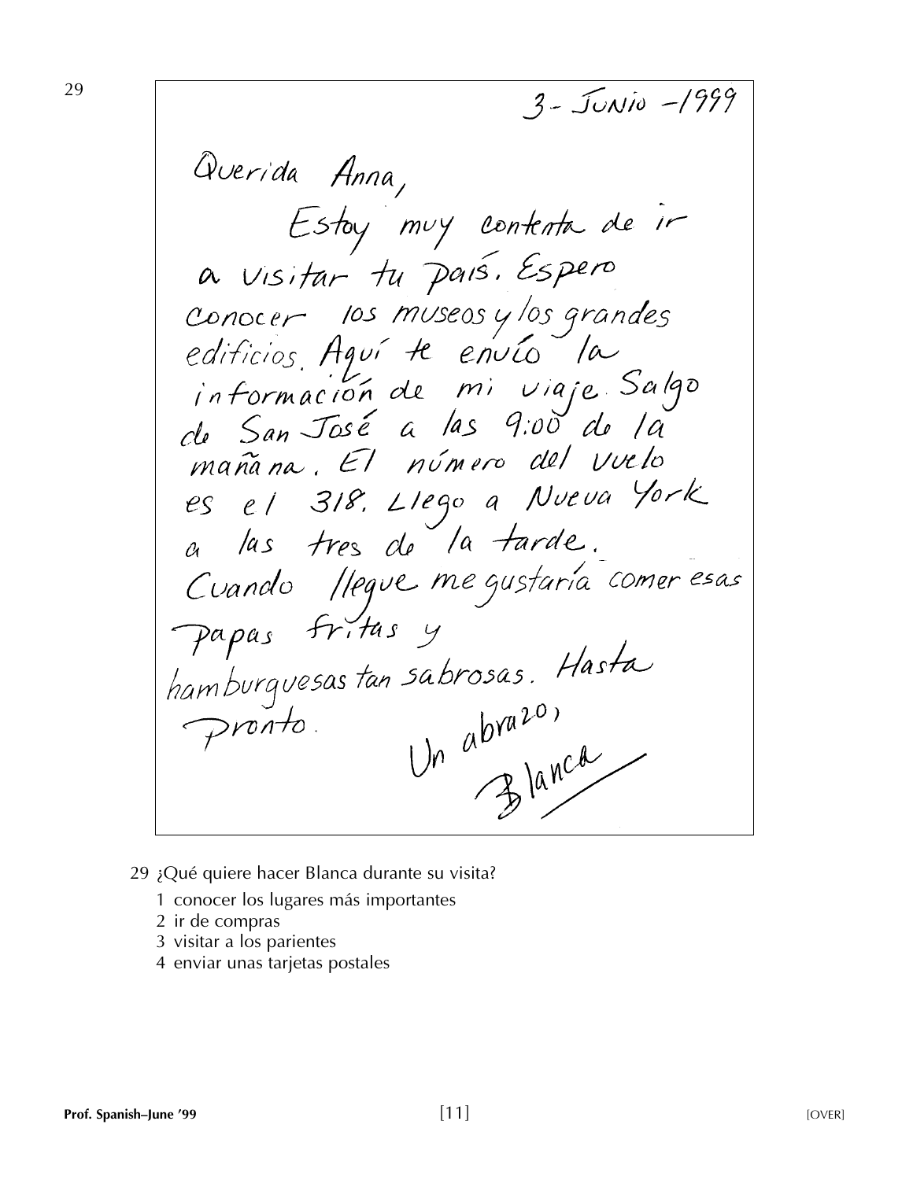29

3 - JUNIO - 1999

Querida Anna,

Estoy muy contenta de ir a visitar tu país. Espero conocer los museos y los grandes edificios. Aquí te envío la información de mi viaje. Salgo de San José a las 9:00 de la mañana. El número del vuelo es el 318. Llego a Nueva York a las tres de la tarde. Cuando llegue me gustaría comer esas papas fritas y hamburguesas tan sabrosas. Hasta pronto.

Un abrazo,

Blanca

29 ¿Qué quiere hacer Blanca durante su visita?

1 conocer los lugares más importantes
2 ir de compras
3 visitar a los parientes
4 enviar unas tarjetas postales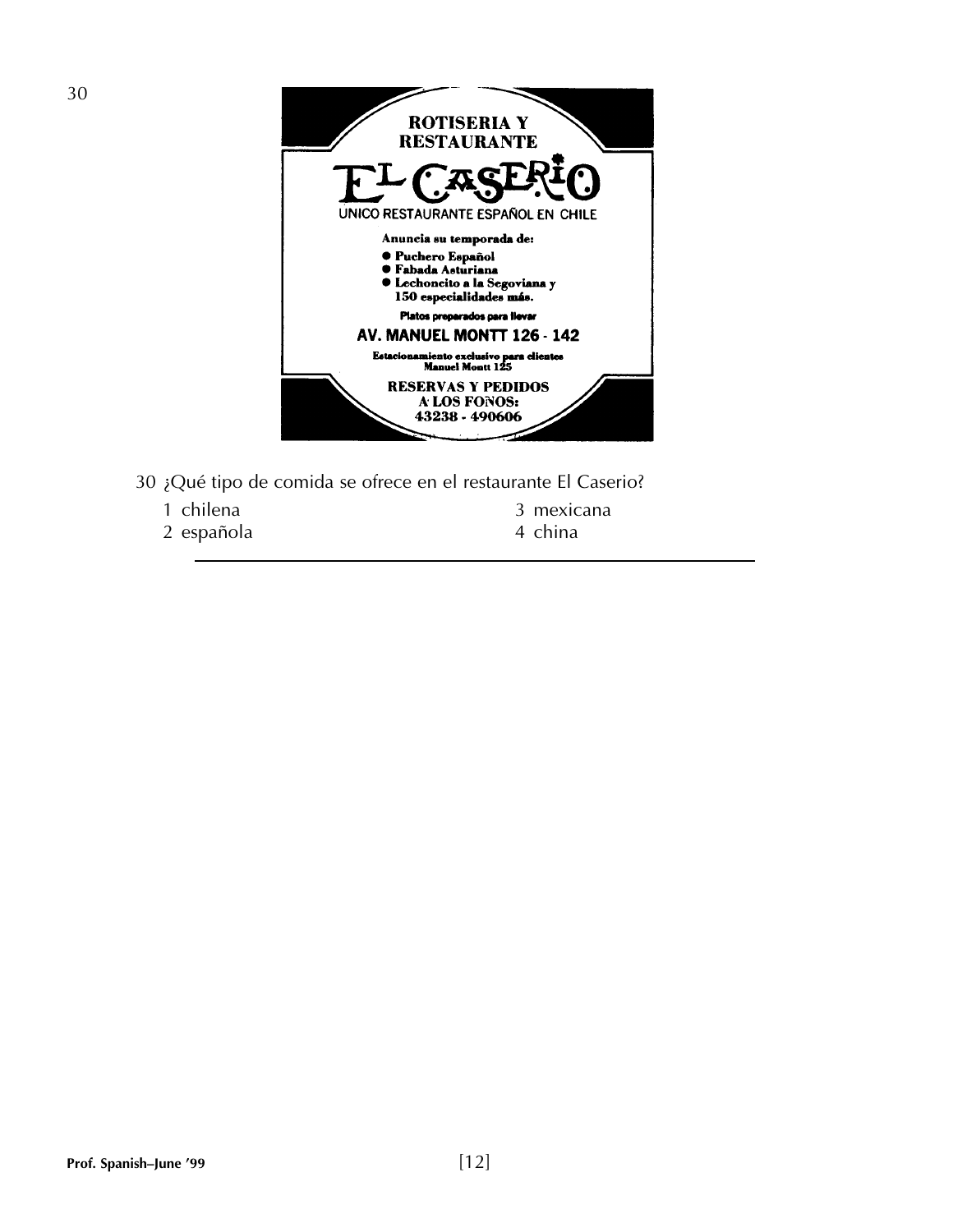30

**ROTISERIA Y RESTAURANTE**

# EL CASERIO

UNICO RESTAURANTE ESPAÑOL EN CHILE

**Anuncia su temporada de:**

- **Puchero Español**
- **Fabada Asturiana**
- **Lechoncito a la Segoviana y 150 especialidades más.**

**Platos preparados para llevar**

**AV. MANUEL MONTT 126 - 142**

**Estacionamiento exclusivo para clientes Manuel Montt 125**

**RESERVAS Y PEDIDOS A LOS FONOS: 43238 - 490606**

30 ¿Qué tipo de comida se ofrece en el restaurante El Caserio?

1 chilena
2 española
3 mexicana
4 china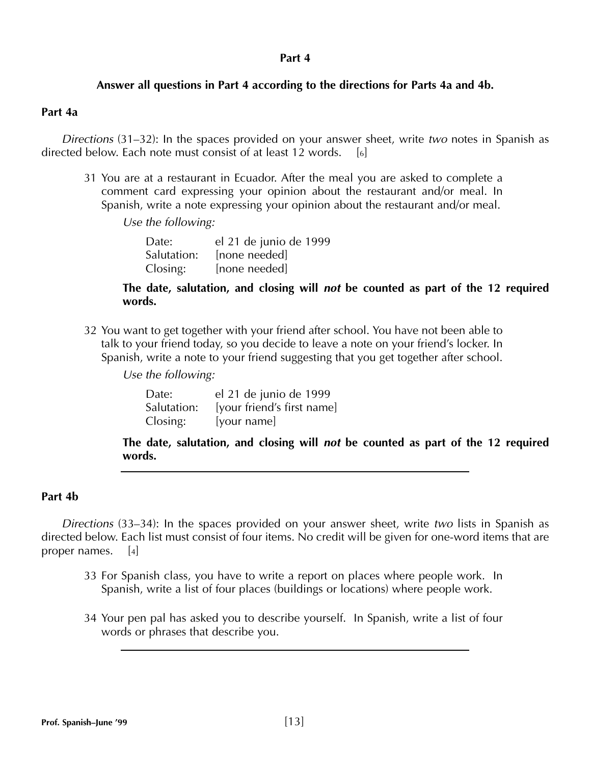## Part 4

**Answer all questions in Part 4 according to the directions for Parts 4a and 4b.**

### Part 4a

*Directions* (31–32): In the spaces provided on your answer sheet, write *two* notes in Spanish as directed below. Each note must consist of at least 12 words. [6]

31 You are at a restaurant in Ecuador. After the meal you are asked to complete a comment card expressing your opinion about the restaurant and/or meal. In Spanish, write a note expressing your opinion about the restaurant and/or meal.

*Use the following:*

Date: el 21 de junio de 1999
Salutation: [none needed]
Closing: [none needed]

**The date, salutation, and closing will *not* be counted as part of the 12 required words.**

32 You want to get together with your friend after school. You have not been able to talk to your friend today, so you decide to leave a note on your friend's locker. In Spanish, write a note to your friend suggesting that you get together after school.

*Use the following:*

Date: el 21 de junio de 1999
Salutation: [your friend's first name]
Closing: [your name]

**The date, salutation, and closing will *not* be counted as part of the 12 required words.**

---

### Part 4b

*Directions* (33–34): In the spaces provided on your answer sheet, write *two* lists in Spanish as directed below. Each list must consist of four items. No credit will be given for one-word items that are proper names. [4]

33 For Spanish class, you have to write a report on places where people work. In Spanish, write a list of four places (buildings or locations) where people work.

34 Your pen pal has asked you to describe yourself. In Spanish, write a list of four words or phrases that describe you.

---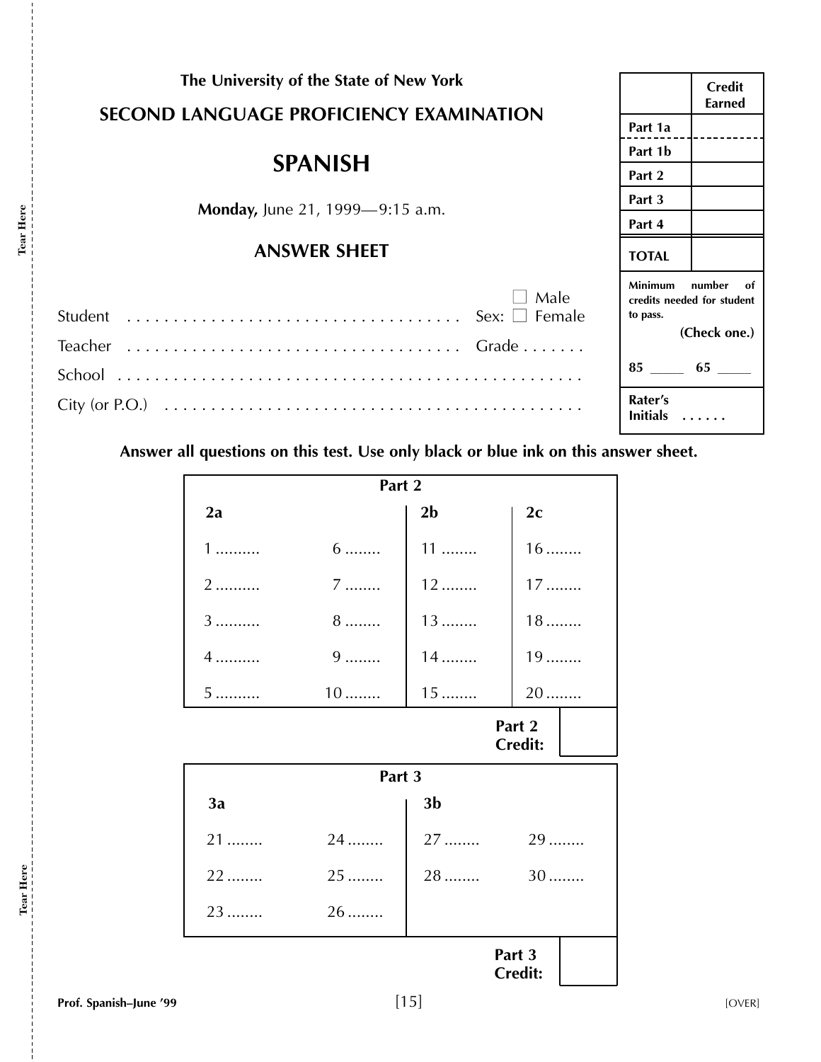The University of the State of New York

**SECOND LANGUAGE PROFICIENCY EXAMINATION**

# SPANISH

**Monday,** June 21, 1999—9:15 a.m.

## ANSWER SHEET

| | Credit Earned |
|---|---|
| Part 1a | |
| Part 1b | |
| Part 2 | |
| Part 3 | |
| Part 4 | |
| **TOTAL** | |

**Minimum number of credits needed for student to pass.**
**(Check one.)**

**85** _____ **65** _____

**Rater's Initials** ......

Student .................................... Sex: ☐ Male ☐ Female

Teacher .................................... Grade .......

School ..............................................

City (or P.O.) ........................................

**Answer all questions on this test. Use only black or blue ink on this answer sheet.**

**Part 2**

| 2a | | 2b | 2c |
|---|---|---|---|
| 1 .......... | 6 ........ | 11 ........ | 16 ........ |
| 2 .......... | 7 ........ | 12 ........ | 17 ........ |
| 3 .......... | 8 ........ | 13 ........ | 18 ........ |
| 4 .......... | 9 ........ | 14 ........ | 19 ........ |
| 5 .......... | 10 ........ | 15 ........ | 20 ........ |

**Part 2 Credit:** ______

**Part 3**

| 3a | | 3b | |
|---|---|---|---|
| 21 ........ | 24 ........ | 27 ........ | 29 ........ |
| 22 ........ | 25 ........ | 28 ........ | 30 ........ |
| 23 ........ | 26 ........ | | |

**Part 3 Credit:** ______

Prof. Spanish–June '99

[OVER]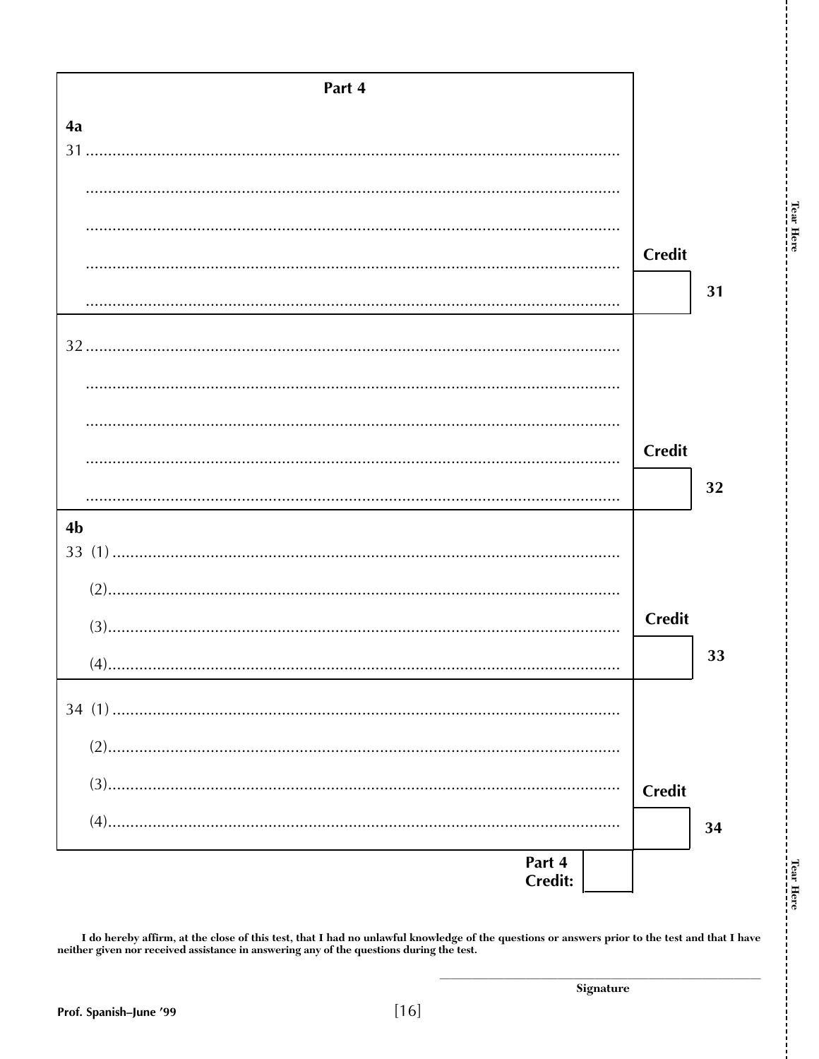## Part 4

**4a**

31 ..........................................................................................................

..........................................................................................................

..........................................................................................................

..........................................................................................................

..........................................................................................................

**Credit** **31**

32 ..........................................................................................................

..........................................................................................................

..........................................................................................................

..........................................................................................................

..........................................................................................................

**Credit** **32**

**4b**

33 (1) ..........................................................................................................

(2) ..........................................................................................................

(3) ..........................................................................................................

(4) ..........................................................................................................

**Credit** **33**

34 (1) ..........................................................................................................

(2) ..........................................................................................................

(3) ..........................................................................................................

(4) ..........................................................................................................

**Credit** **34**

**Part 4 Credit:**

**I do hereby affirm, at the close of this test, that I had no unlawful knowledge of the questions or answers prior to the test and that I have neither given nor received assistance in answering any of the questions during the test.**

______________________________
**Signature**

Tear Here

Tear Here